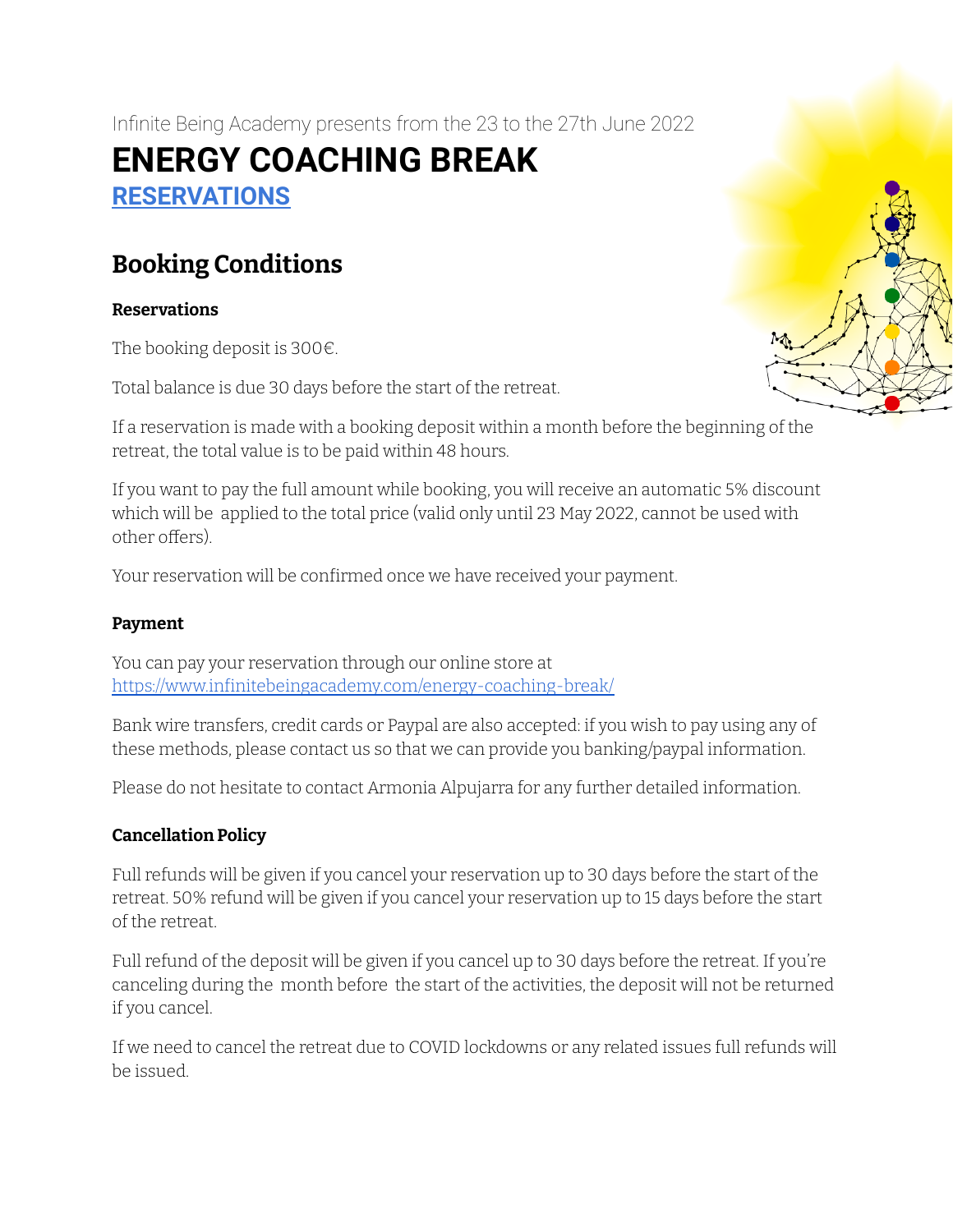Infinite Being Academy presents from the 23 to the 27th June 2022

# ENERGY COACHING BREAK

## RESERVATIONS

## Booking Conditions

### Reservations

The booking deposit is 300€.

Total balance is due 30 days before the start of the retreat.

If a reservation is made with a booking deposit within a month before the beginning of the retreat, the total value is to be paid within 48 hours.

If you want to pay the full amount while booking, you will receive an automatic 5% discount which will be applied to the total price (valid only until 23 May 2022, cannot be used with other offers).

Your reservation will be confirmed once we have received your payment.

### Payment

You can pay your reservation through our online store at https://www.infinitebeingacademy.com/energy-coaching-break/

Bank wire transfers, credit cards or Paypal are also accepted: if you wish to pay using any of these methods, please contact us so that we can provide you banking/paypal information.

Please do not hesitate to contact Armonia Alpujarra for any further detailed information.

### Cancellation Policy

Full refunds will be given if you cancel your reservation up to 30 days before the start of the retreat. 50% refund will be given if you cancel your reservation up to 15 days before the start of the retreat.

Full refund of the deposit will be given if you cancel up to 30 days before the retreat. If you're canceling during the month before the start of the activities, the deposit will not be returned if you cancel.

If we need to cancel the retreat due to COVID lockdowns or any related issues full refunds will be issued.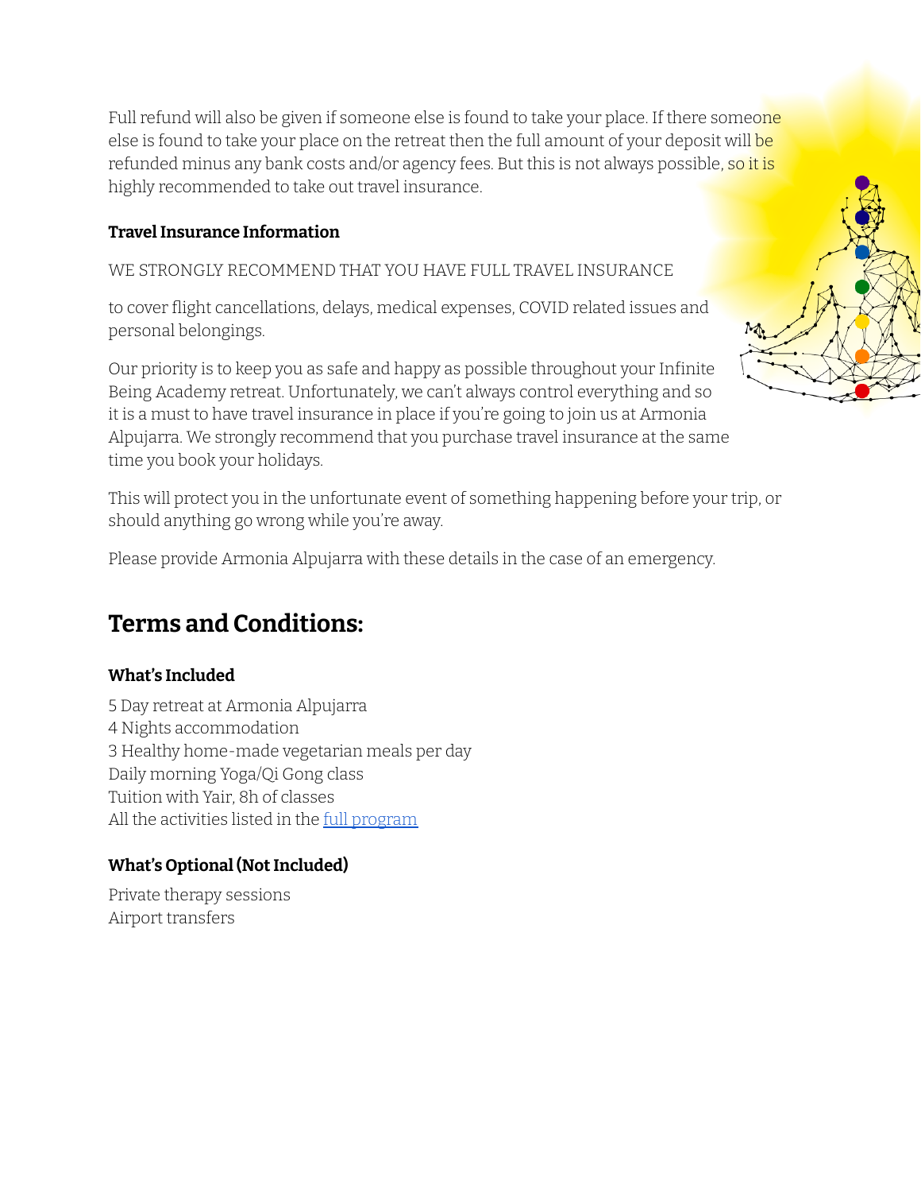Full refund will also be given if someone else is found to take your place. If there someone else is found to take your place on the retreat then the full amount of your deposit will be refunded minus any bank costs and/or agency fees. But this is not always possible, so it is highly recommended to take out travel insurance.

### Travel Insurance Information

WE STRONGLY RECOMMEND THAT YOU HAVE FULL TRAVEL INSURANCE

to cover flight cancellations, delays, medical expenses, COVID related issues and personal belongings.

Our priority is to keep you as safe and happy as possible throughout your Infinite Being Academy retreat. Unfortunately, we can't always control everything and so it is a must to have travel insurance in place if you're going to join us at Armonia Alpujarra. We strongly recommend that you purchase travel insurance at the same time you book your holidays.

This will protect you in the unfortunate event of something happening before your trip, or should anything go wrong while you're away.

Please provide Armonia Alpujarra with these details in the case of an emergency.

## Terms and Conditions:

### What's Included

5 Day retreat at Armonia Alpujarra
4 Nights accommodation
3 Healthy home-made vegetarian meals per day
Daily morning Yoga/Qi Gong class
Tuition with Yair, 8h of classes
All the activities listed in the full program

### What's Optional (Not Included)

Private therapy sessions
Airport transfers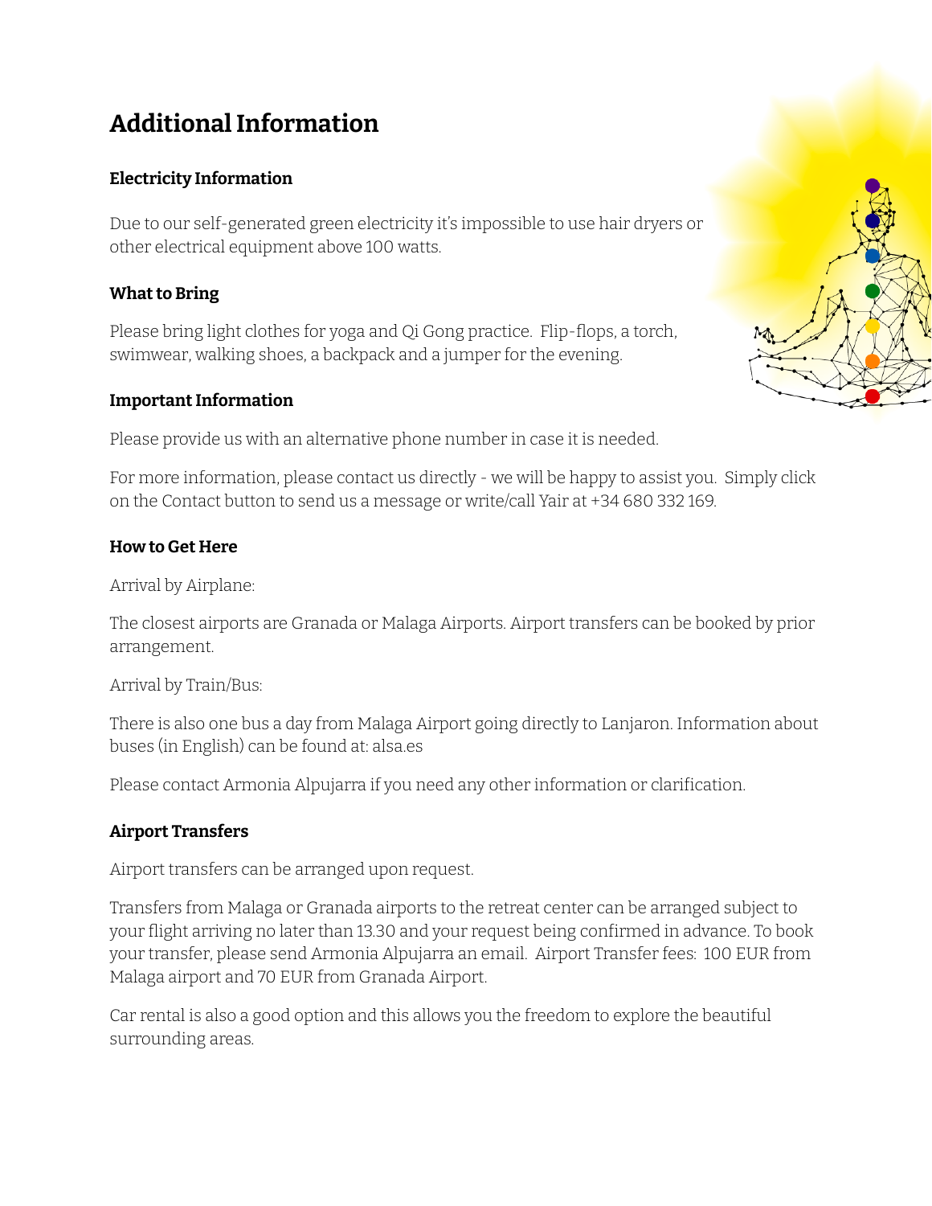# Additional Information

### Electricity Information

Due to our self-generated green electricity it's impossible to use hair dryers or other electrical equipment above 100 watts.

### What to Bring

Please bring light clothes for yoga and Qi Gong practice. Flip-flops, a torch, swimwear, walking shoes, a backpack and a jumper for the evening.

### Important Information

Please provide us with an alternative phone number in case it is needed.

For more information, please contact us directly - we will be happy to assist you. Simply click on the Contact button to send us a message or write/call Yair at +34 680 332 169.

### How to Get Here

Arrival by Airplane:

The closest airports are Granada or Malaga Airports. Airport transfers can be booked by prior arrangement.

Arrival by Train/Bus:

There is also one bus a day from Malaga Airport going directly to Lanjaron. Information about buses (in English) can be found at: alsa.es

Please contact Armonia Alpujarra if you need any other information or clarification.

### Airport Transfers

Airport transfers can be arranged upon request.

Transfers from Malaga or Granada airports to the retreat center can be arranged subject to your flight arriving no later than 13.30 and your request being confirmed in advance. To book your transfer, please send Armonia Alpujarra an email. Airport Transfer fees: 100 EUR from Malaga airport and 70 EUR from Granada Airport.

Car rental is also a good option and this allows you the freedom to explore the beautiful surrounding areas.